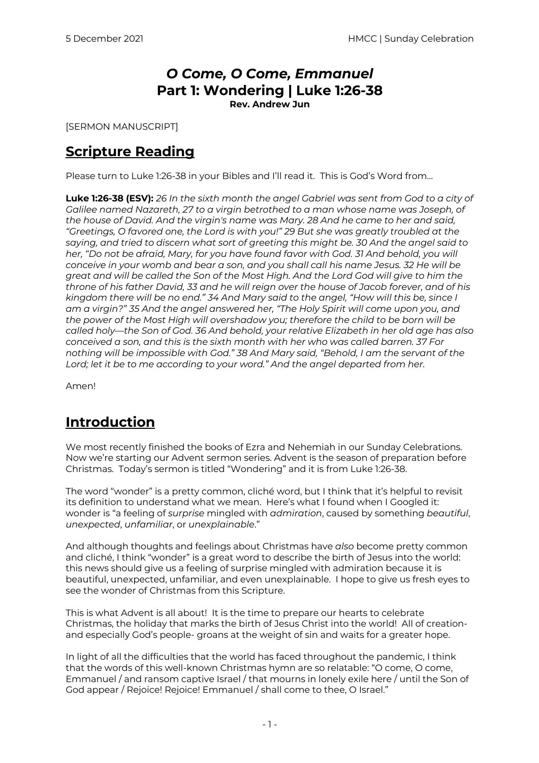# *O Come, O Come, Emmanuel*
# Part 1: Wondering | Luke 1:26-38

**Rev. Andrew Jun**

[SERMON MANUSCRIPT]

## Scripture Reading

Please turn to Luke 1:26-38 in your Bibles and I'll read it. This is God's Word from…

**Luke 1:26-38 (ESV):** *26 In the sixth month the angel Gabriel was sent from God to a city of Galilee named Nazareth, 27 to a virgin betrothed to a man whose name was Joseph, of the house of David. And the virgin's name was Mary. 28 And he came to her and said, "Greetings, O favored one, the Lord is with you!" 29 But she was greatly troubled at the saying, and tried to discern what sort of greeting this might be. 30 And the angel said to her, "Do not be afraid, Mary, for you have found favor with God. 31 And behold, you will conceive in your womb and bear a son, and you shall call his name Jesus. 32 He will be great and will be called the Son of the Most High. And the Lord God will give to him the throne of his father David, 33 and he will reign over the house of Jacob forever, and of his kingdom there will be no end." 34 And Mary said to the angel, "How will this be, since I am a virgin?" 35 And the angel answered her, "The Holy Spirit will come upon you, and the power of the Most High will overshadow you; therefore the child to be born will be called holy—the Son of God. 36 And behold, your relative Elizabeth in her old age has also conceived a son, and this is the sixth month with her who was called barren. 37 For nothing will be impossible with God." 38 And Mary said, "Behold, I am the servant of the Lord; let it be to me according to your word." And the angel departed from her.*

Amen!

## Introduction

We most recently finished the books of Ezra and Nehemiah in our Sunday Celebrations. Now we're starting our Advent sermon series. Advent is the season of preparation before Christmas. Today's sermon is titled "Wondering" and it is from Luke 1:26-38.

The word "wonder" is a pretty common, cliché word, but I think that it's helpful to revisit its definition to understand what we mean. Here's what I found when I Googled it: wonder is "a feeling of *surprise* mingled with *admiration*, caused by something *beautiful*, *unexpected*, *unfamiliar*, or *unexplainable*."

And although thoughts and feelings about Christmas have *also* become pretty common and cliché, I think "wonder" is a great word to describe the birth of Jesus into the world: this news should give us a feeling of surprise mingled with admiration because it is beautiful, unexpected, unfamiliar, and even unexplainable. I hope to give us fresh eyes to see the wonder of Christmas from this Scripture.

This is what Advent is all about! It is the time to prepare our hearts to celebrate Christmas, the holiday that marks the birth of Jesus Christ into the world! All of creation- and especially God's people- groans at the weight of sin and waits for a greater hope.

In light of all the difficulties that the world has faced throughout the pandemic, I think that the words of this well-known Christmas hymn are so relatable: "O come, O come, Emmanuel / and ransom captive Israel / that mourns in lonely exile here / until the Son of God appear / Rejoice! Rejoice! Emmanuel / shall come to thee, O Israel."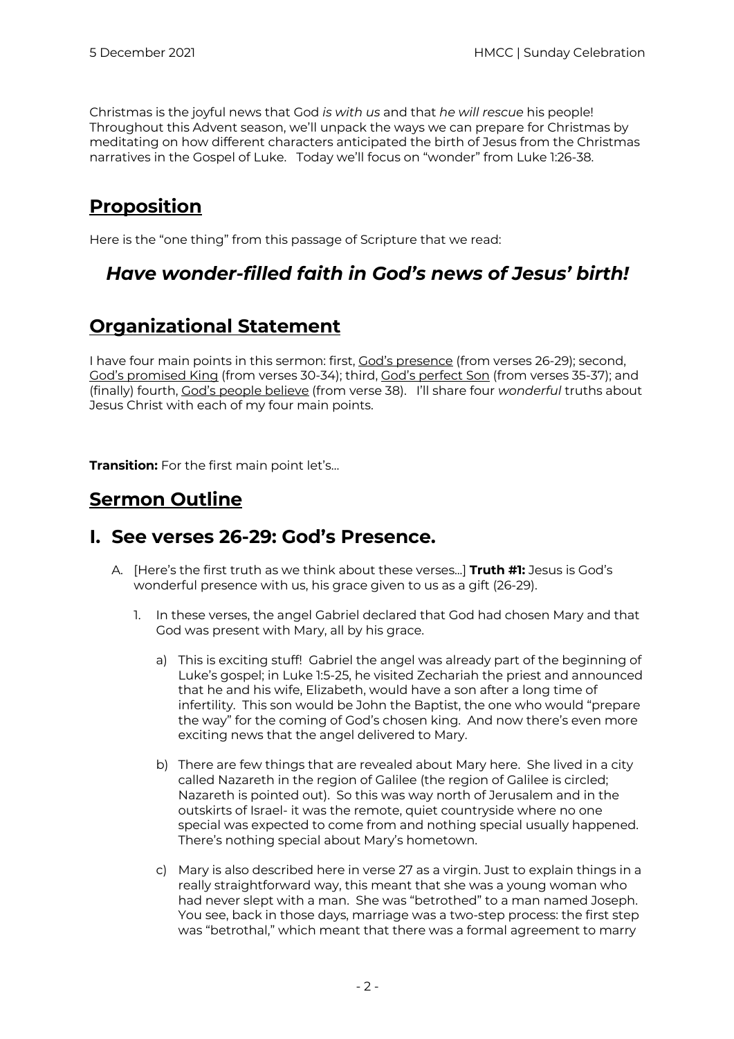Christmas is the joyful news that God *is with us* and that *he will rescue* his people! Throughout this Advent season, we'll unpack the ways we can prepare for Christmas by meditating on how different characters anticipated the birth of Jesus from the Christmas narratives in the Gospel of Luke. Today we'll focus on "wonder" from Luke 1:26-38.

## Proposition

Here is the "one thing" from this passage of Scripture that we read:

### *Have wonder-filled faith in God's news of Jesus' birth!*

## Organizational Statement

I have four main points in this sermon: first, <u>God's presence</u> (from verses 26-29); second, <u>God's promised King</u> (from verses 30-34); third, <u>God's perfect Son</u> (from verses 35-37); and (finally) fourth, <u>God's people believe</u> (from verse 38). I'll share four *wonderful* truths about Jesus Christ with each of my four main points.

**Transition:** For the first main point let's...

## Sermon Outline

## I. See verses 26-29: God's Presence.

A. [Here's the first truth as we think about these verses...] **Truth #1:** Jesus is God's wonderful presence with us, his grace given to us as a gift (26-29).

1. In these verses, the angel Gabriel declared that God had chosen Mary and that God was present with Mary, all by his grace.

   a) This is exciting stuff! Gabriel the angel was already part of the beginning of Luke's gospel; in Luke 1:5-25, he visited Zechariah the priest and announced that he and his wife, Elizabeth, would have a son after a long time of infertility. This son would be John the Baptist, the one who would "prepare the way" for the coming of God's chosen king. And now there's even more exciting news that the angel delivered to Mary.

   b) There are few things that are revealed about Mary here. She lived in a city called Nazareth in the region of Galilee (the region of Galilee is circled; Nazareth is pointed out). So this was way north of Jerusalem and in the outskirts of Israel- it was the remote, quiet countryside where no one special was expected to come from and nothing special usually happened. There's nothing special about Mary's hometown.

   c) Mary is also described here in verse 27 as a virgin. Just to explain things in a really straightforward way, this meant that she was a young woman who had never slept with a man. She was "betrothed" to a man named Joseph. You see, back in those days, marriage was a two-step process: the first step was "betrothal," which meant that there was a formal agreement to marry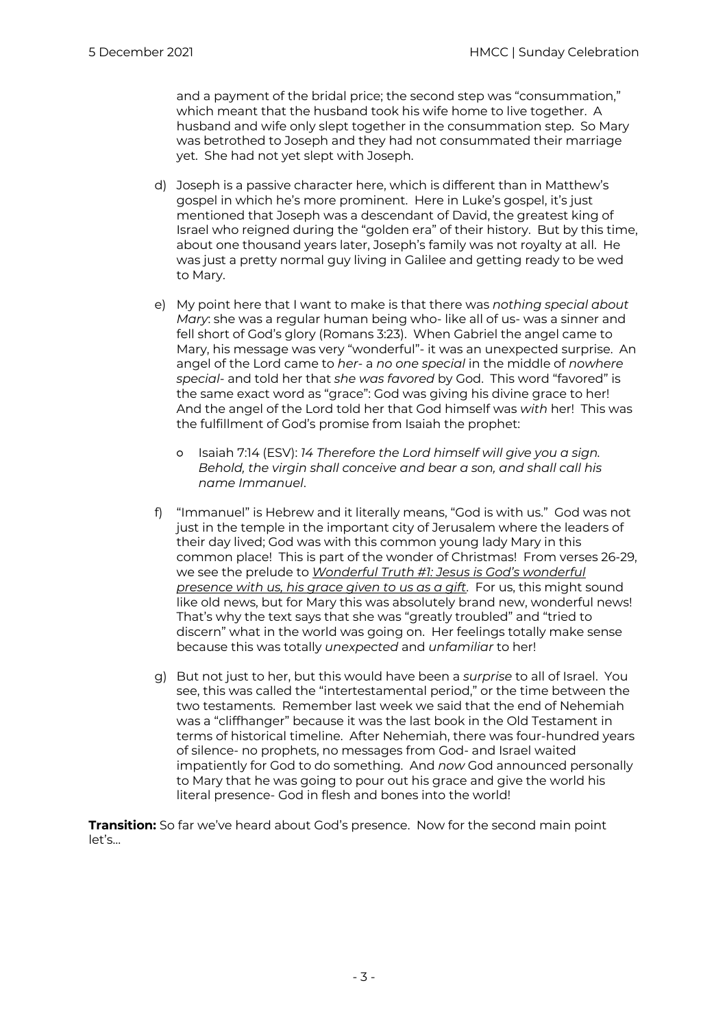and a payment of the bridal price; the second step was "consummation," which meant that the husband took his wife home to live together. A husband and wife only slept together in the consummation step. So Mary was betrothed to Joseph and they had not consummated their marriage yet. She had not yet slept with Joseph.

d) Joseph is a passive character here, which is different than in Matthew's gospel in which he's more prominent. Here in Luke's gospel, it's just mentioned that Joseph was a descendant of David, the greatest king of Israel who reigned during the "golden era" of their history. But by this time, about one thousand years later, Joseph's family was not royalty at all. He was just a pretty normal guy living in Galilee and getting ready to be wed to Mary.

e) My point here that I want to make is that there was *nothing special about Mary*: she was a regular human being who- like all of us- was a sinner and fell short of God's glory (Romans 3:23). When Gabriel the angel came to Mary, his message was very "wonderful"- it was an unexpected surprise. An angel of the Lord came to *her*- a *no one special* in the middle of *nowhere special*- and told her that *she was favored* by God. This word "favored" is the same exact word as "grace": God was giving his divine grace to her! And the angel of the Lord told her that God himself was *with* her! This was the fulfillment of God's promise from Isaiah the prophet:

   - Isaiah 7:14 (ESV): *14 Therefore the Lord himself will give you a sign. Behold, the virgin shall conceive and bear a son, and shall call his name Immanuel*.

f) "Immanuel" is Hebrew and it literally means, "God is with us." God was not just in the temple in the important city of Jerusalem where the leaders of their day lived; God was with this common young lady Mary in this common place! This is part of the wonder of Christmas! From verses 26-29, we see the prelude to <u>*Wonderful Truth #1: Jesus is God's wonderful presence with us, his grace given to us as a gift*</u>. For us, this might sound like old news, but for Mary this was absolutely brand new, wonderful news! That's why the text says that she was "greatly troubled" and "tried to discern" what in the world was going on. Her feelings totally make sense because this was totally *unexpected* and *unfamiliar* to her!

g) But not just to her, but this would have been a *surprise* to all of Israel. You see, this was called the "intertestamental period," or the time between the two testaments. Remember last week we said that the end of Nehemiah was a "cliffhanger" because it was the last book in the Old Testament in terms of historical timeline. After Nehemiah, there was four-hundred years of silence- no prophets, no messages from God- and Israel waited impatiently for God to do something. And *now* God announced personally to Mary that he was going to pour out his grace and give the world his literal presence- God in flesh and bones into the world!

**Transition:** So far we've heard about God's presence. Now for the second main point let's…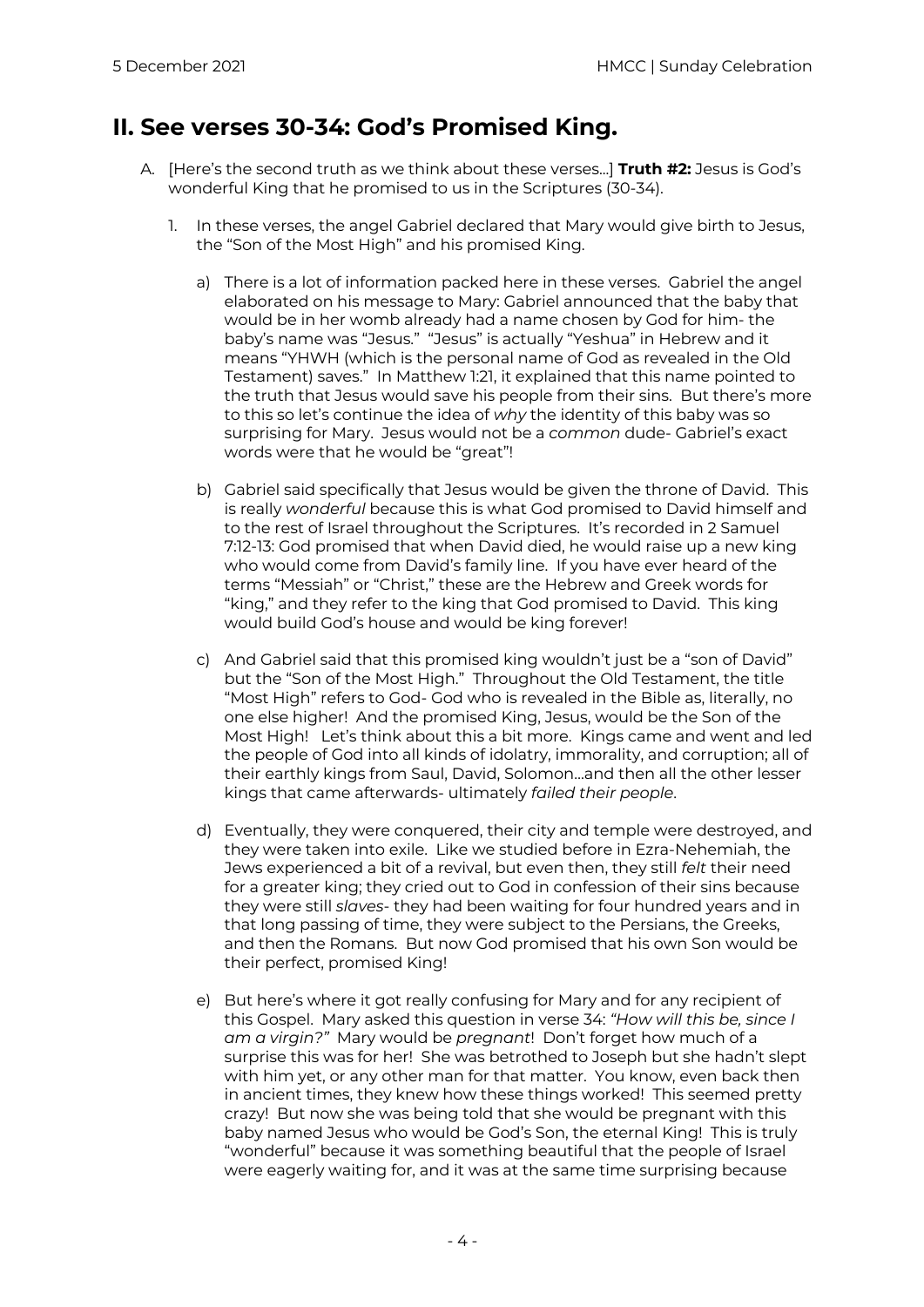## II. See verses 30-34: God's Promised King.

A. [Here's the second truth as we think about these verses...] **Truth #2:** Jesus is God's wonderful King that he promised to us in the Scriptures (30-34).

   1. In these verses, the angel Gabriel declared that Mary would give birth to Jesus, the "Son of the Most High" and his promised King.

      a) There is a lot of information packed here in these verses. Gabriel the angel elaborated on his message to Mary: Gabriel announced that the baby that would be in her womb already had a name chosen by God for him- the baby's name was "Jesus." "Jesus" is actually "Yeshua" in Hebrew and it means "YHWH (which is the personal name of God as revealed in the Old Testament) saves." In Matthew 1:21, it explained that this name pointed to the truth that Jesus would save his people from their sins. But there's more to this so let's continue the idea of *why* the identity of this baby was so surprising for Mary. Jesus would not be a *common* dude- Gabriel's exact words were that he would be "great"!

      b) Gabriel said specifically that Jesus would be given the throne of David. This is really *wonderful* because this is what God promised to David himself and to the rest of Israel throughout the Scriptures. It's recorded in 2 Samuel 7:12-13: God promised that when David died, he would raise up a new king who would come from David's family line. If you have ever heard of the terms "Messiah" or "Christ," these are the Hebrew and Greek words for "king," and they refer to the king that God promised to David. This king would build God's house and would be king forever!

      c) And Gabriel said that this promised king wouldn't just be a "son of David" but the "Son of the Most High." Throughout the Old Testament, the title "Most High" refers to God- God who is revealed in the Bible as, literally, no one else higher! And the promised King, Jesus, would be the Son of the Most High! Let's think about this a bit more. Kings came and went and led the people of God into all kinds of idolatry, immorality, and corruption; all of their earthly kings from Saul, David, Solomon...and then all the other lesser kings that came afterwards- ultimately *failed their people*.

      d) Eventually, they were conquered, their city and temple were destroyed, and they were taken into exile. Like we studied before in Ezra-Nehemiah, the Jews experienced a bit of a revival, but even then, they still *felt* their need for a greater king; they cried out to God in confession of their sins because they were still *slaves*- they had been waiting for four hundred years and in that long passing of time, they were subject to the Persians, the Greeks, and then the Romans. But now God promised that his own Son would be their perfect, promised King!

      e) But here's where it got really confusing for Mary and for any recipient of this Gospel. Mary asked this question in verse 34: *"How will this be, since I am a virgin?"* Mary would be *pregnant*! Don't forget how much of a surprise this was for her! She was betrothed to Joseph but she hadn't slept with him yet, or any other man for that matter. You know, even back then in ancient times, they knew how these things worked! This seemed pretty crazy! But now she was being told that she would be pregnant with this baby named Jesus who would be God's Son, the eternal King! This is truly "wonderful" because it was something beautiful that the people of Israel were eagerly waiting for, and it was at the same time surprising because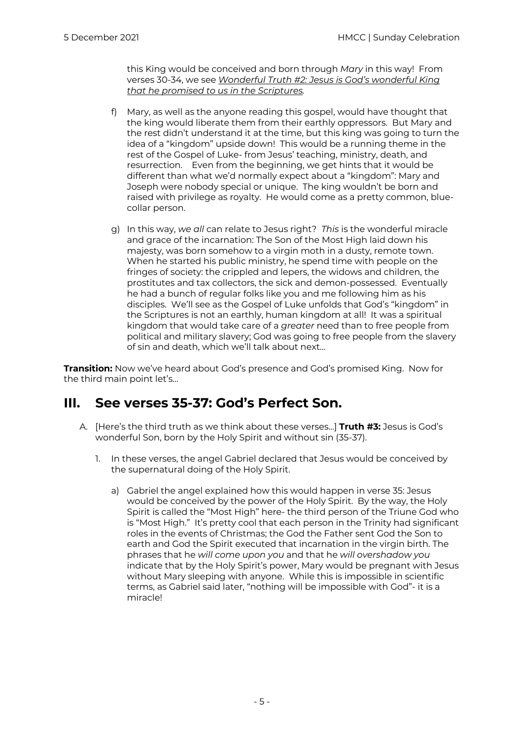this King would be conceived and born through *Mary* in this way! From verses 30-34, we see *Wonderful Truth #2: Jesus is God's wonderful King that he promised to us in the Scriptures.*

f) Mary, as well as the anyone reading this gospel, would have thought that the king would liberate them from their earthly oppressors. But Mary and the rest didn't understand it at the time, but this king was going to turn the idea of a "kingdom" upside down! This would be a running theme in the rest of the Gospel of Luke- from Jesus' teaching, ministry, death, and resurrection. Even from the beginning, we get hints that it would be different than what we'd normally expect about a "kingdom": Mary and Joseph were nobody special or unique. The king wouldn't be born and raised with privilege as royalty. He would come as a pretty common, blue-collar person.

g) In this way, *we all* can relate to Jesus right? *This* is the wonderful miracle and grace of the incarnation: The Son of the Most High laid down his majesty, was born somehow to a virgin moth in a dusty, remote town. When he started his public ministry, he spend time with people on the fringes of society: the crippled and lepers, the widows and children, the prostitutes and tax collectors, the sick and demon-possessed. Eventually he had a bunch of regular folks like you and me following him as his disciples. We'll see as the Gospel of Luke unfolds that God's "kingdom" in the Scriptures is not an earthly, human kingdom at all! It was a spiritual kingdom that would take care of a *greater* need than to free people from political and military slavery; God was going to free people from the slavery of sin and death, which we'll talk about next…

**Transition:** Now we've heard about God's presence and God's promised King. Now for the third main point let's…

## III. See verses 35-37: God's Perfect Son.

A. [Here's the third truth as we think about these verses…] **Truth #3:** Jesus is God's wonderful Son, born by the Holy Spirit and without sin (35-37).

1. In these verses, the angel Gabriel declared that Jesus would be conceived by the supernatural doing of the Holy Spirit.

   a) Gabriel the angel explained how this would happen in verse 35: Jesus would be conceived by the power of the Holy Spirit. By the way, the Holy Spirit is called the "Most High" here- the third person of the Triune God who is "Most High." It's pretty cool that each person in the Trinity had significant roles in the events of Christmas; the God the Father sent God the Son to earth and God the Spirit executed that incarnation in the virgin birth. The phrases that he *will come upon you* and that he *will overshadow you* indicate that by the Holy Spirit's power, Mary would be pregnant with Jesus without Mary sleeping with anyone. While this is impossible in scientific terms, as Gabriel said later, "nothing will be impossible with God"- it is a miracle!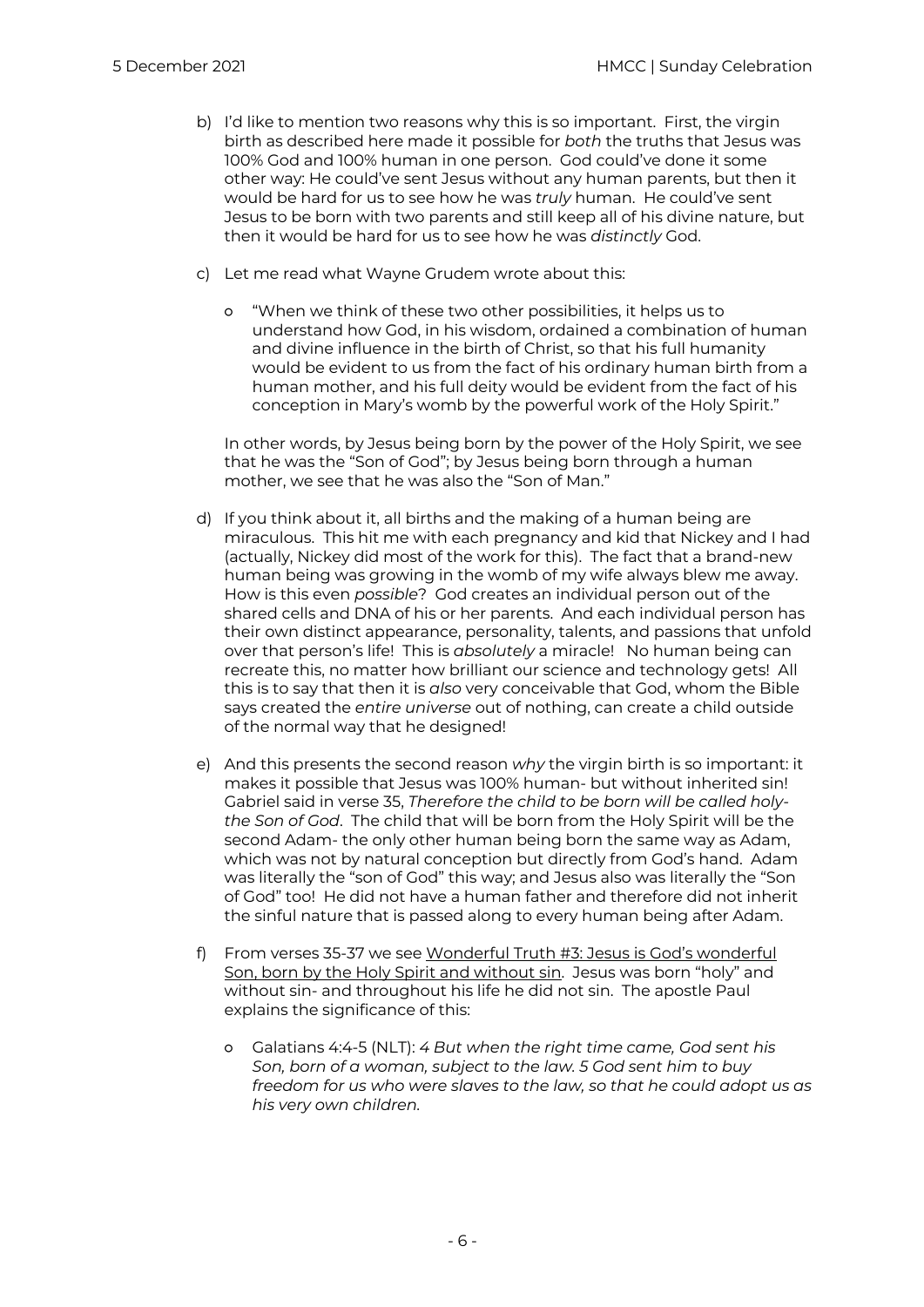b) I'd like to mention two reasons why this is so important. First, the virgin birth as described here made it possible for *both* the truths that Jesus was 100% God and 100% human in one person. God could've done it some other way: He could've sent Jesus without any human parents, but then it would be hard for us to see how he was *truly* human. He could've sent Jesus to be born with two parents and still keep all of his divine nature, but then it would be hard for us to see how he was *distinctly* God.

c) Let me read what Wayne Grudem wrote about this:

   - "When we think of these two other possibilities, it helps us to understand how God, in his wisdom, ordained a combination of human and divine influence in the birth of Christ, so that his full humanity would be evident to us from the fact of his ordinary human birth from a human mother, and his full deity would be evident from the fact of his conception in Mary's womb by the powerful work of the Holy Spirit."

   In other words, by Jesus being born by the power of the Holy Spirit, we see that he was the "Son of God"; by Jesus being born through a human mother, we see that he was also the "Son of Man."

d) If you think about it, all births and the making of a human being are miraculous. This hit me with each pregnancy and kid that Nickey and I had (actually, Nickey did most of the work for this). The fact that a brand-new human being was growing in the womb of my wife always blew me away. How is this even *possible*? God creates an individual person out of the shared cells and DNA of his or her parents. And each individual person has their own distinct appearance, personality, talents, and passions that unfold over that person's life! This is *absolutely* a miracle! No human being can recreate this, no matter how brilliant our science and technology gets! All this is to say that then it is *also* very conceivable that God, whom the Bible says created the *entire universe* out of nothing, can create a child outside of the normal way that he designed!

e) And this presents the second reason *why* the virgin birth is so important: it makes it possible that Jesus was 100% human- but without inherited sin! Gabriel said in verse 35, *Therefore the child to be born will be called holy- the Son of God*. The child that will be born from the Holy Spirit will be the second Adam- the only other human being born the same way as Adam, which was not by natural conception but directly from God's hand. Adam was literally the "son of God" this way; and Jesus also was literally the "Son of God" too! He did not have a human father and therefore did not inherit the sinful nature that is passed along to every human being after Adam.

f) From verses 35-37 we see <u>Wonderful Truth #3: Jesus is God's wonderful Son, born by the Holy Spirit and without sin</u>. Jesus was born "holy" and without sin- and throughout his life he did not sin. The apostle Paul explains the significance of this:

   - Galatians 4:4-5 (NLT): *4 But when the right time came, God sent his Son, born of a woman, subject to the law. 5 God sent him to buy freedom for us who were slaves to the law, so that he could adopt us as his very own children.*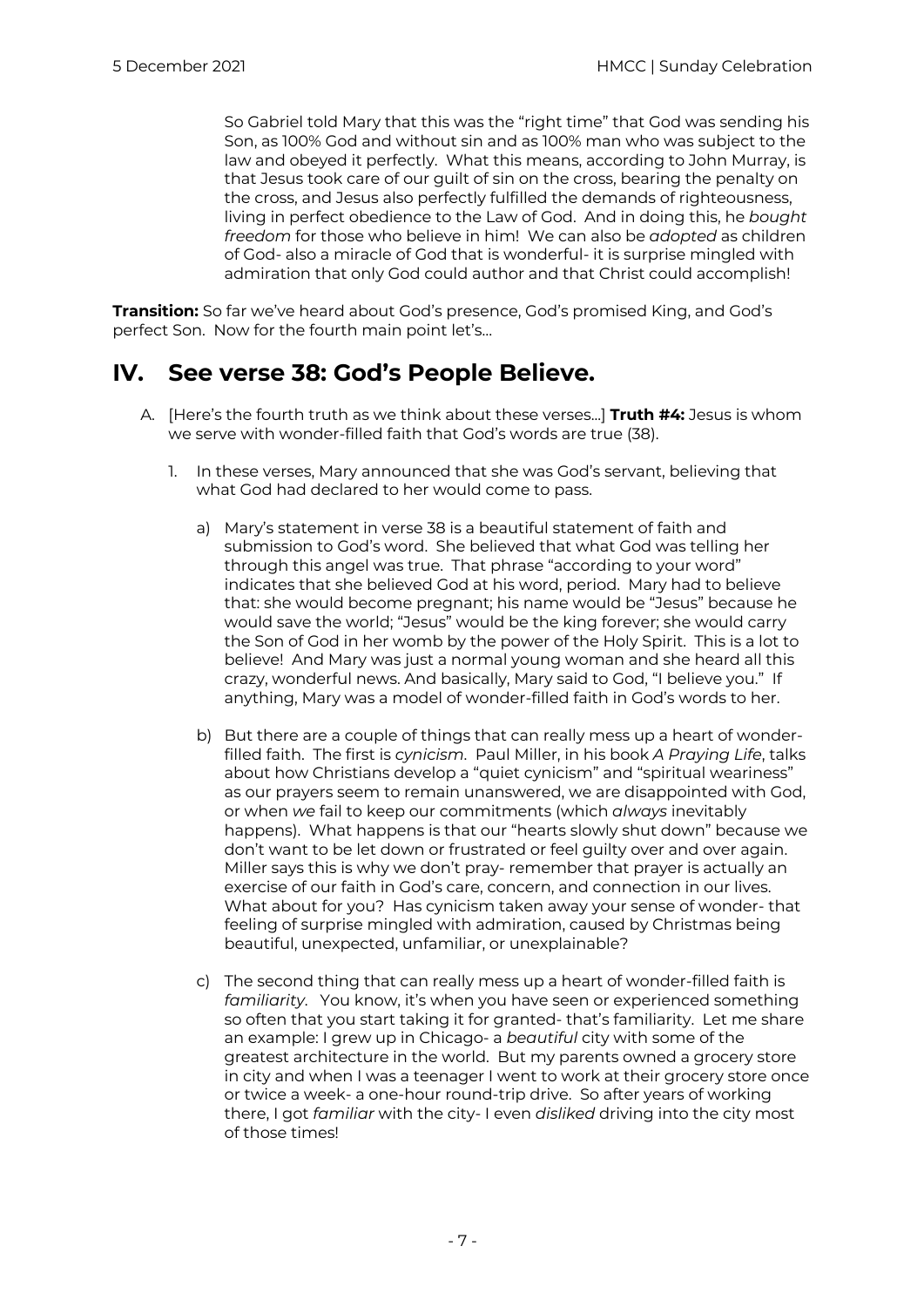So Gabriel told Mary that this was the "right time" that God was sending his Son, as 100% God and without sin and as 100% man who was subject to the law and obeyed it perfectly. What this means, according to John Murray, is that Jesus took care of our guilt of sin on the cross, bearing the penalty on the cross, and Jesus also perfectly fulfilled the demands of righteousness, living in perfect obedience to the Law of God. And in doing this, he *bought freedom* for those who believe in him! We can also be *adopted* as children of God- also a miracle of God that is wonderful- it is surprise mingled with admiration that only God could author and that Christ could accomplish!

**Transition:** So far we've heard about God's presence, God's promised King, and God's perfect Son. Now for the fourth main point let's…

## IV. See verse 38: God's People Believe.

A. [Here's the fourth truth as we think about these verses…] **Truth #4:** Jesus is whom we serve with wonder-filled faith that God's words are true (38).

1. In these verses, Mary announced that she was God's servant, believing that what God had declared to her would come to pass.

    a) Mary's statement in verse 38 is a beautiful statement of faith and submission to God's word. She believed that what God was telling her through this angel was true. That phrase "according to your word" indicates that she believed God at his word, period. Mary had to believe that: she would become pregnant; his name would be "Jesus" because he would save the world; "Jesus" would be the king forever; she would carry the Son of God in her womb by the power of the Holy Spirit. This is a lot to believe! And Mary was just a normal young woman and she heard all this crazy, wonderful news. And basically, Mary said to God, "I believe you." If anything, Mary was a model of wonder-filled faith in God's words to her.

    b) But there are a couple of things that can really mess up a heart of wonder-filled faith. The first is *cynicism*. Paul Miller, in his book *A Praying Life*, talks about how Christians develop a "quiet cynicism" and "spiritual weariness" as our prayers seem to remain unanswered, we are disappointed with God, or when *we* fail to keep our commitments (which *always* inevitably happens). What happens is that our "hearts slowly shut down" because we don't want to be let down or frustrated or feel guilty over and over again. Miller says this is why we don't pray- remember that prayer is actually an exercise of our faith in God's care, concern, and connection in our lives. What about for you? Has cynicism taken away your sense of wonder- that feeling of surprise mingled with admiration, caused by Christmas being beautiful, unexpected, unfamiliar, or unexplainable?

    c) The second thing that can really mess up a heart of wonder-filled faith is *familiarity*. You know, it's when you have seen or experienced something so often that you start taking it for granted- that's familiarity. Let me share an example: I grew up in Chicago- a *beautiful* city with some of the greatest architecture in the world. But my parents owned a grocery store in city and when I was a teenager I went to work at their grocery store once or twice a week- a one-hour round-trip drive. So after years of working there, I got *familiar* with the city- I even *disliked* driving into the city most of those times!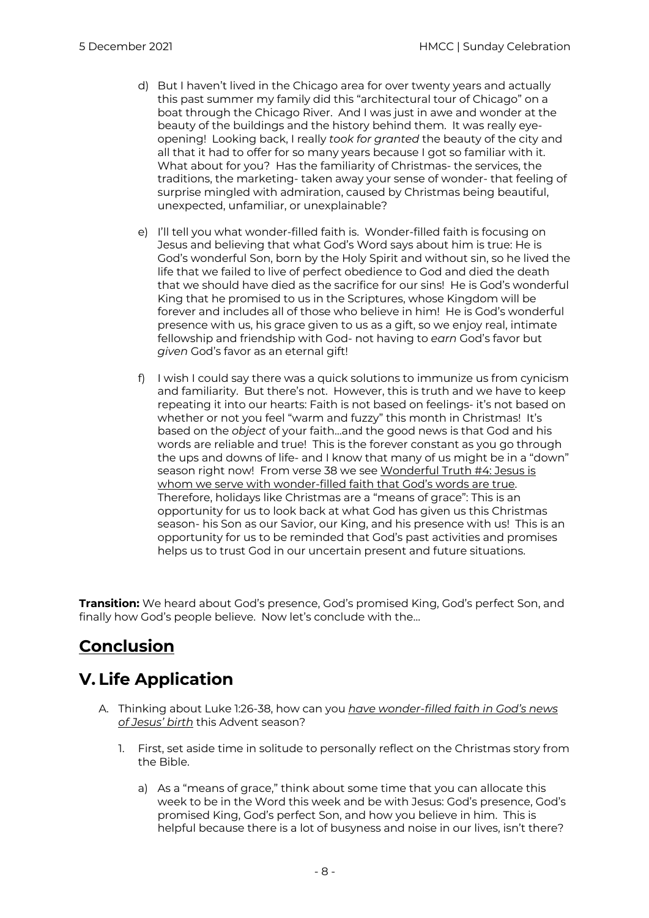d) But I haven't lived in the Chicago area for over twenty years and actually this past summer my family did this "architectural tour of Chicago" on a boat through the Chicago River. And I was just in awe and wonder at the beauty of the buildings and the history behind them. It was really eye-opening! Looking back, I really *took for granted* the beauty of the city and all that it had to offer for so many years because I got so familiar with it. What about for you? Has the familiarity of Christmas- the services, the traditions, the marketing- taken away your sense of wonder- that feeling of surprise mingled with admiration, caused by Christmas being beautiful, unexpected, unfamiliar, or unexplainable?

e) I'll tell you what wonder-filled faith is. Wonder-filled faith is focusing on Jesus and believing that what God's Word says about him is true: He is God's wonderful Son, born by the Holy Spirit and without sin, so he lived the life that we failed to live of perfect obedience to God and died the death that we should have died as the sacrifice for our sins! He is God's wonderful King that he promised to us in the Scriptures, whose Kingdom will be forever and includes all of those who believe in him! He is God's wonderful presence with us, his grace given to us as a gift, so we enjoy real, intimate fellowship and friendship with God- not having to *earn* God's favor but *given* God's favor as an eternal gift!

f) I wish I could say there was a quick solutions to immunize us from cynicism and familiarity. But there's not. However, this is truth and we have to keep repeating it into our hearts: Faith is not based on feelings- it's not based on whether or not you feel "warm and fuzzy" this month in Christmas! It's based on the *object* of your faith…and the good news is that God and his words are reliable and true! This is the forever constant as you go through the ups and downs of life- and I know that many of us might be in a "down" season right now! From verse 38 we see Wonderful Truth #4: Jesus is whom we serve with wonder-filled faith that God's words are true. Therefore, holidays like Christmas are a "means of grace": This is an opportunity for us to look back at what God has given us this Christmas season- his Son as our Savior, our King, and his presence with us! This is an opportunity for us to be reminded that God's past activities and promises helps us to trust God in our uncertain present and future situations.

**Transition:** We heard about God's presence, God's promised King, God's perfect Son, and finally how God's people believe. Now let's conclude with the…

# Conclusion

# V. Life Application

A. Thinking about Luke 1:26-38, how can you *have wonder-filled faith in God's news of Jesus' birth* this Advent season?

1. First, set aside time in solitude to personally reflect on the Christmas story from the Bible.

   a) As a "means of grace," think about some time that you can allocate this week to be in the Word this week and be with Jesus: God's presence, God's promised King, God's perfect Son, and how you believe in him. This is helpful because there is a lot of busyness and noise in our lives, isn't there?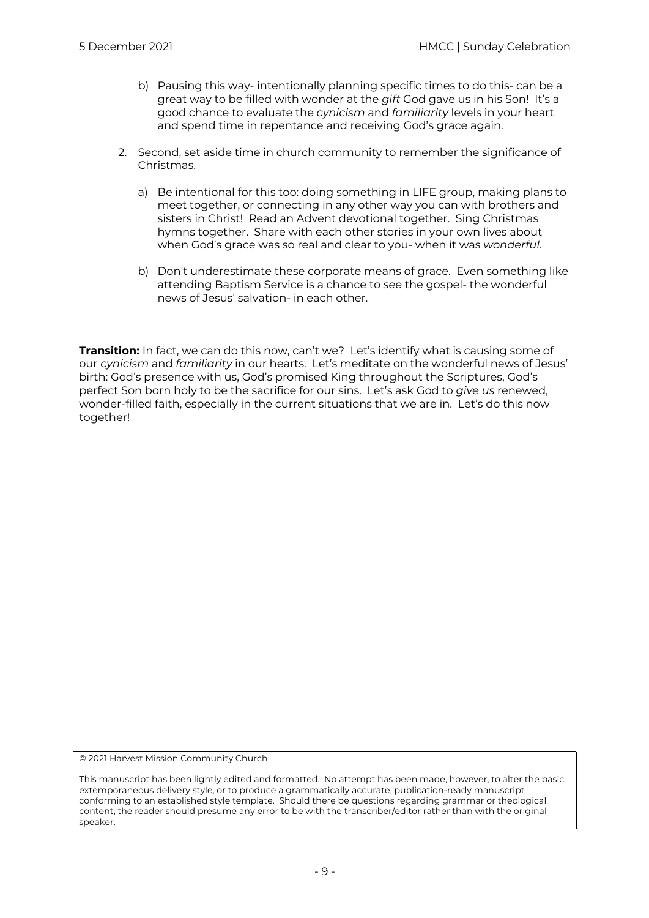b) Pausing this way- intentionally planning specific times to do this- can be a great way to be filled with wonder at the *gift* God gave us in his Son! It's a good chance to evaluate the *cynicism* and *familiarity* levels in your heart and spend time in repentance and receiving God's grace again.

2. Second, set aside time in church community to remember the significance of Christmas.

   a) Be intentional for this too: doing something in LIFE group, making plans to meet together, or connecting in any other way you can with brothers and sisters in Christ! Read an Advent devotional together. Sing Christmas hymns together. Share with each other stories in your own lives about when God's grace was so real and clear to you- when it was *wonderful*.

   b) Don't underestimate these corporate means of grace. Even something like attending Baptism Service is a chance to *see* the gospel- the wonderful news of Jesus' salvation- in each other.

**Transition:** In fact, we can do this now, can't we? Let's identify what is causing some of our *cynicism* and *familiarity* in our hearts. Let's meditate on the wonderful news of Jesus' birth: God's presence with us, God's promised King throughout the Scriptures, God's perfect Son born holy to be the sacrifice for our sins. Let's ask God to *give us* renewed, wonder-filled faith, especially in the current situations that we are in. Let's do this now together!

© 2021 Harvest Mission Community Church

This manuscript has been lightly edited and formatted. No attempt has been made, however, to alter the basic extemporaneous delivery style, or to produce a grammatically accurate, publication-ready manuscript conforming to an established style template. Should there be questions regarding grammar or theological content, the reader should presume any error to be with the transcriber/editor rather than with the original speaker.